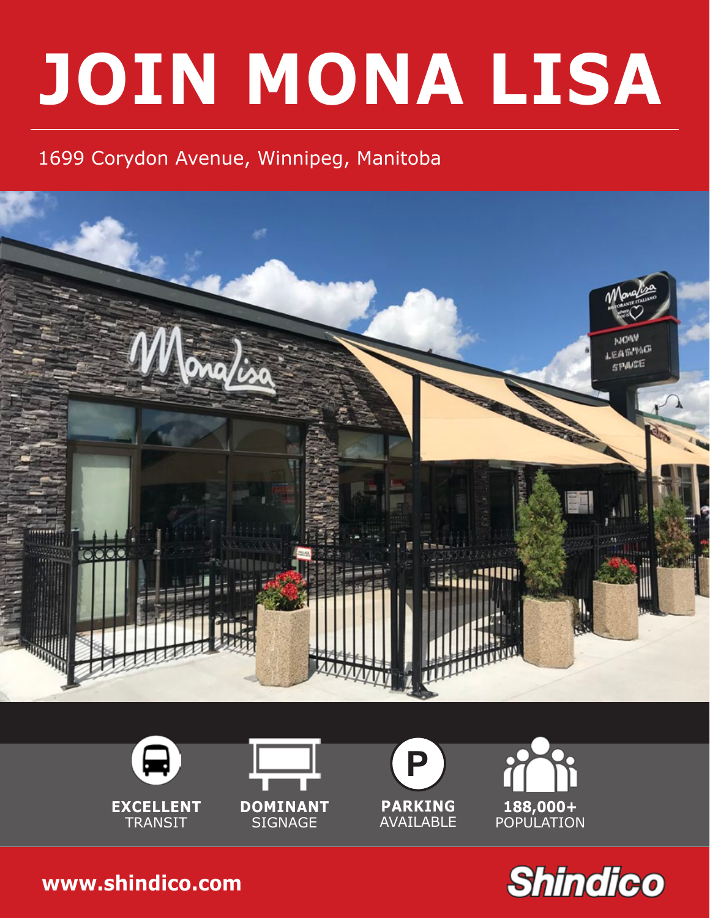# JOIN MONA LISA

1699 Corydon Avenue, Winnipeg, Manitoba

**EXCELLENT** TRANSIT

**DOMINANT** SIGNAGE

**PARKING** AVAILABLE

**188,000+** POPULATION

**www.shindico.com**

Shindico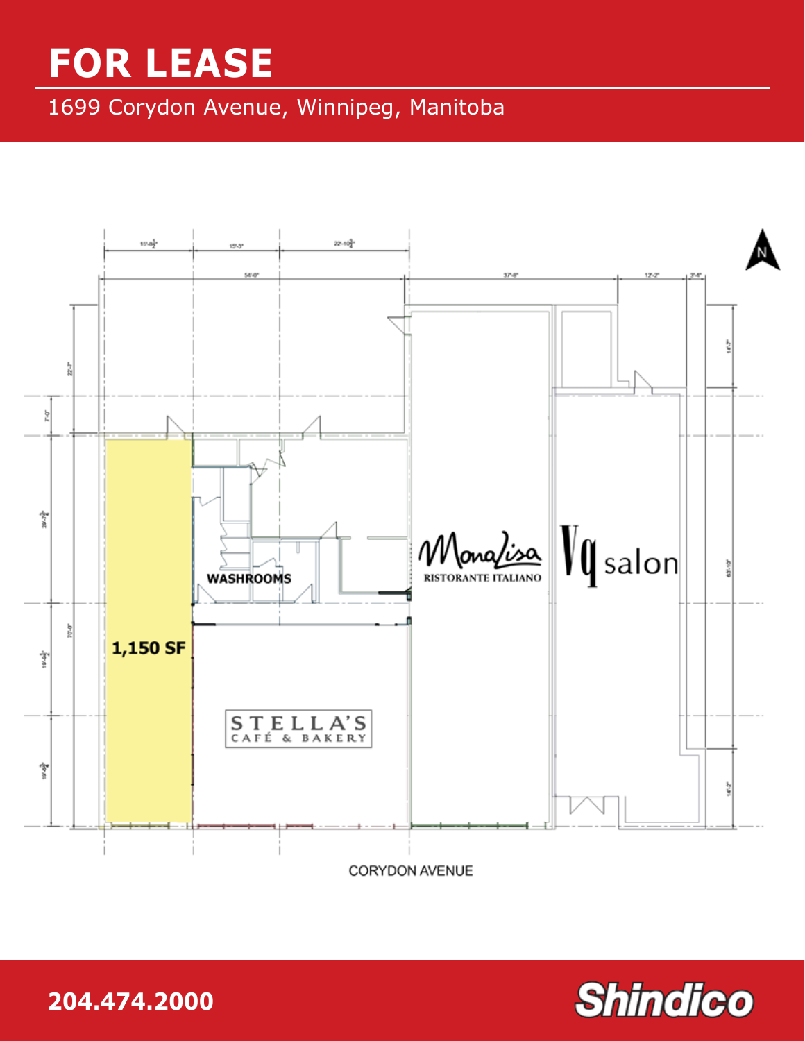# FOR LEASE

1699 Corydon Avenue, Winnipeg, Manitoba

1,150 SF

WASHROOMS

STELLA'S CAFÉ & BAKERY

MonaLisa RISTORANTE ITALIANO

Vq salon

CORYDON AVENUE

**204.474.2000**

Shindico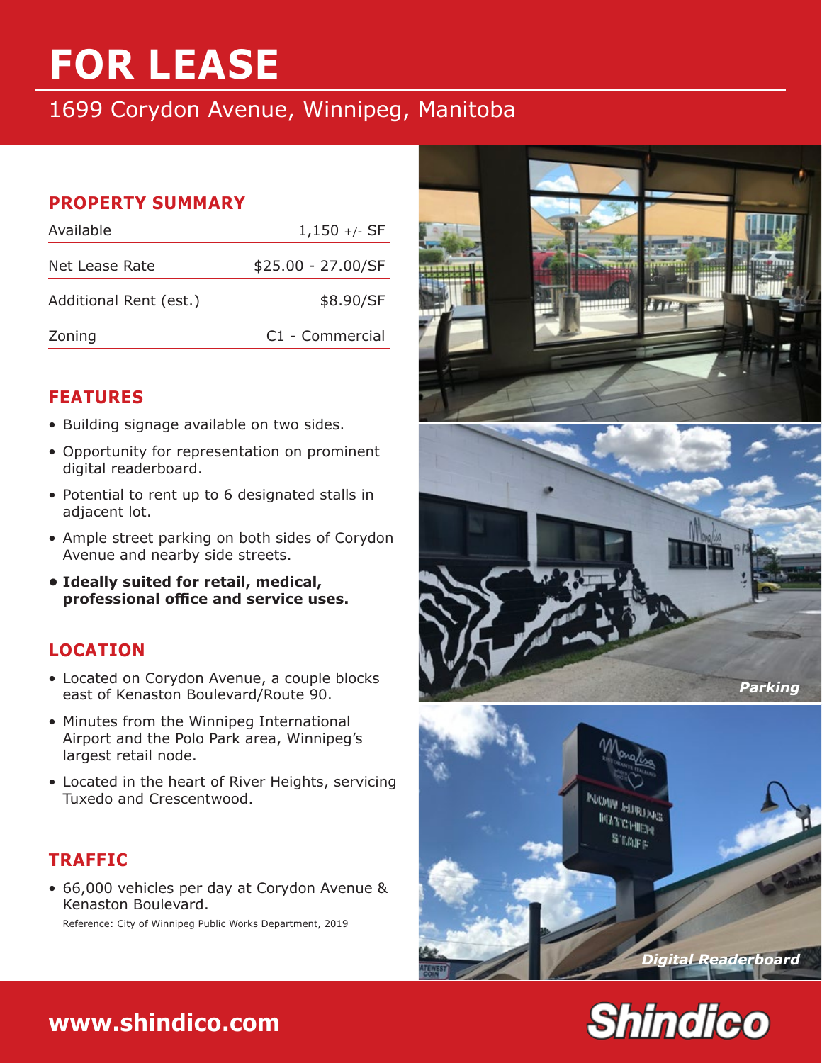# FOR LEASE

## 1699 Corydon Avenue, Winnipeg, Manitoba

### PROPERTY SUMMARY

| | |
|---|---|
| Available | 1,150 +/- SF |
| Net Lease Rate | $25.00 - 27.00/SF |
| Additional Rent (est.) | $8.90/SF |
| Zoning | C1 - Commercial |

### FEATURES

- Building signage available on two sides.
- Opportunity for representation on prominent digital readerboard.
- Potential to rent up to 6 designated stalls in adjacent lot.
- Ample street parking on both sides of Corydon Avenue and nearby side streets.
- **Ideally suited for retail, medical, professional office and service uses.**

### LOCATION

- Located on Corydon Avenue, a couple blocks east of Kenaston Boulevard/Route 90.
- Minutes from the Winnipeg International Airport and the Polo Park area, Winnipeg's largest retail node.
- Located in the heart of River Heights, servicing Tuxedo and Crescentwood.

### TRAFFIC

- 66,000 vehicles per day at Corydon Avenue & Kenaston Boulevard.

Reference: City of Winnipeg Public Works Department, 2019

*Parking*

*Digital Readerboard*

**www.shindico.com**

Shindico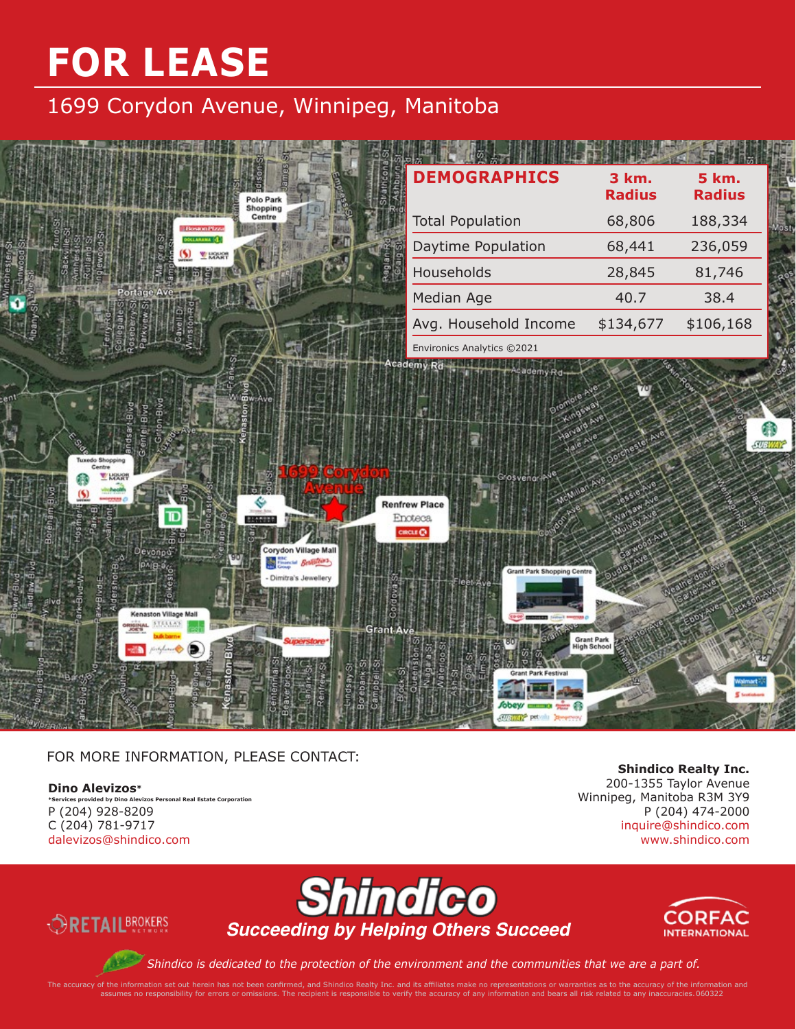# FOR LEASE

## 1699 Corydon Avenue, Winnipeg, Manitoba

| DEMOGRAPHICS | 3 km. Radius | 5 km. Radius |
|---|---|---|
| Total Population | 68,806 | 188,334 |
| Daytime Population | 68,441 | 236,059 |
| Households | 28,845 | 81,746 |
| Median Age | 40.7 | 38.4 |
| Avg. Household Income | $134,677 | $106,168 |

Environics Analytics ©2021

FOR MORE INFORMATION, PLEASE CONTACT:

**Dino Alevizos***
*Services provided by Dino Alevizos Personal Real Estate Corporation
P (204) 928-8209
C (204) 781-9717
dalevizos@shindico.com

**Shindico Realty Inc.**
200-1355 Taylor Avenue
Winnipeg, Manitoba R3M 3Y9
P (204) 474-2000
inquire@shindico.com
www.shindico.com

RETAIL BROKERS NETWORK

**Shindico**
*Succeeding by Helping Others Succeed*

CORFAC INTERNATIONAL

*Shindico is dedicated to the protection of the environment and the communities that we are a part of.*

The accuracy of the information set out herein has not been confirmed, and Shindico Realty Inc. and its affiliates make no representations or warranties as to the accuracy of the information and assumes no responsibility for errors or omissions. The recipient is responsible to verify the accuracy of any information and bears all risk related to any inaccuracies. 060322